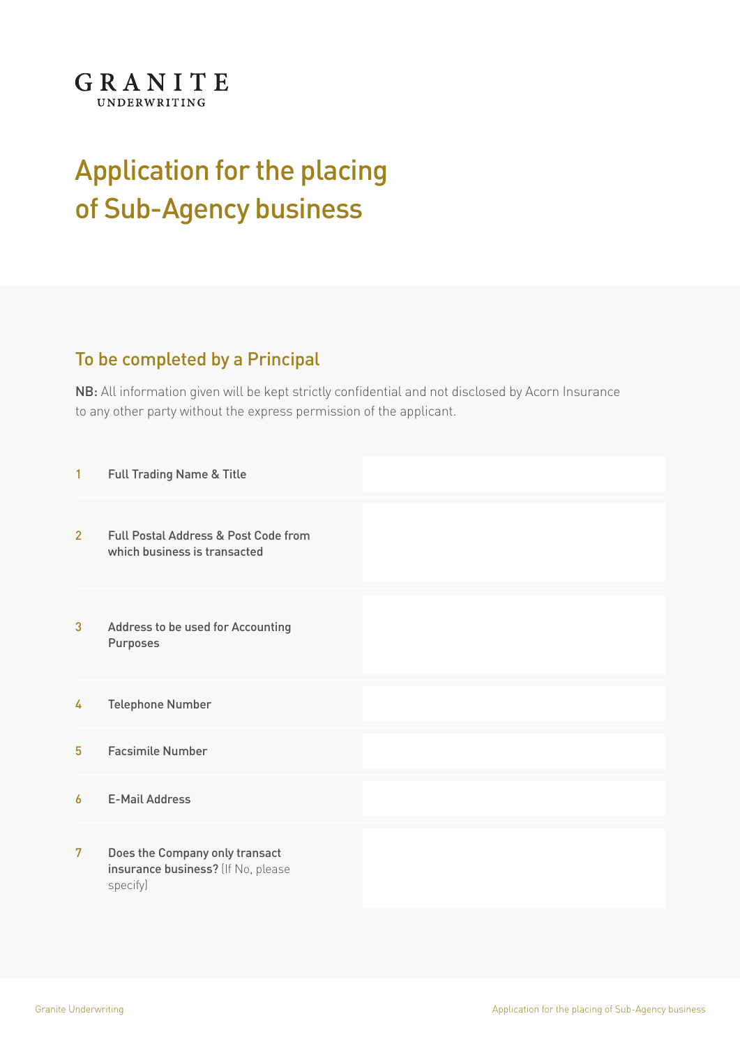**GRANITE**
UNDERWRITING

# Application for the placing of Sub-Agency business

## To be completed by a Principal

**NB:** All information given will be kept strictly confidential and not disclosed by Acorn Insurance to any other party without the express permission of the applicant.

| | | |
|---|---|---|
| 1 | Full Trading Name & Title | |
| 2 | Full Postal Address & Post Code from which business is transacted | |
| 3 | Address to be used for Accounting Purposes | |
| 4 | Telephone Number | |
| 5 | Facsimile Number | |
| 6 | E-Mail Address | |
| 7 | **Does the Company only transact insurance business?** (If No, please specify) | |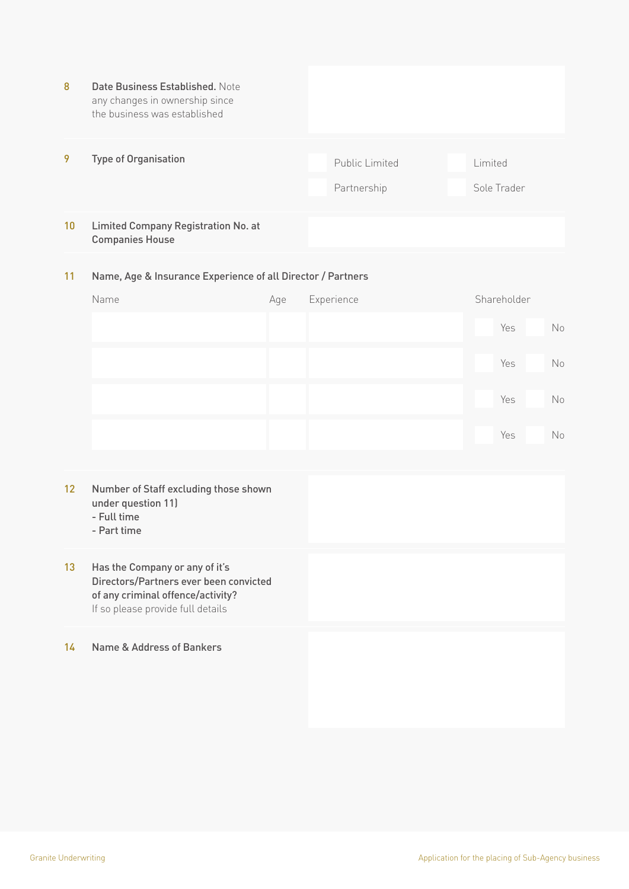8 **Date Business Established.** Note any changes in ownership since the business was established

9 **Type of Organisation**

- Public Limited
- Limited
- Partnership
- Sole Trader

10 **Limited Company Registration No. at Companies House**

11 **Name, Age & Insurance Experience of all Director / Partners**

| Name | Age | Experience | Shareholder |
|---|---|---|---|
| | | | Yes No |
| | | | Yes No |
| | | | Yes No |
| | | | Yes No |

12 **Number of Staff excluding those shown under question 11)**
**- Full time**
**- Part time**

13 **Has the Company or any of it's Directors/Partners ever been convicted of any criminal offence/activity?**
If so please provide full details

14 **Name & Address of Bankers**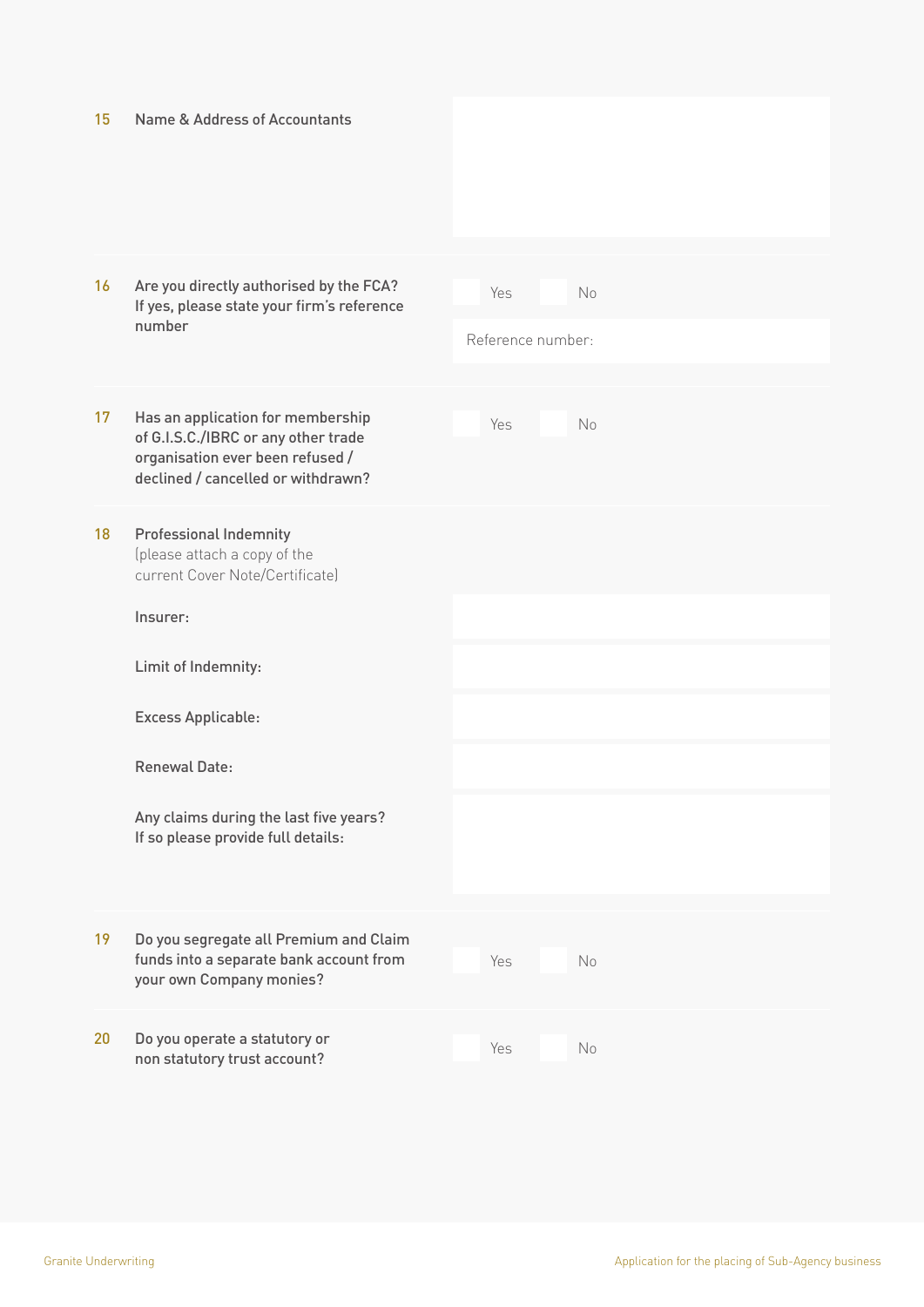**15** **Name & Address of Accountants**

**16** **Are you directly authorised by the FCA? If yes, please state your firm's reference number**

Yes No

Reference number:

**17** **Has an application for membership of G.I.S.C./IBRC or any other trade organisation ever been refused / declined / cancelled or withdrawn?**

Yes No

**18** **Professional Indemnity**
(please attach a copy of the current Cover Note/Certificate)

**Insurer:**

**Limit of Indemnity:**

**Excess Applicable:**

**Renewal Date:**

**Any claims during the last five years? If so please provide full details:**

**19** **Do you segregate all Premium and Claim funds into a separate bank account from your own Company monies?**

Yes No

**20** **Do you operate a statutory or non statutory trust account?**

Yes No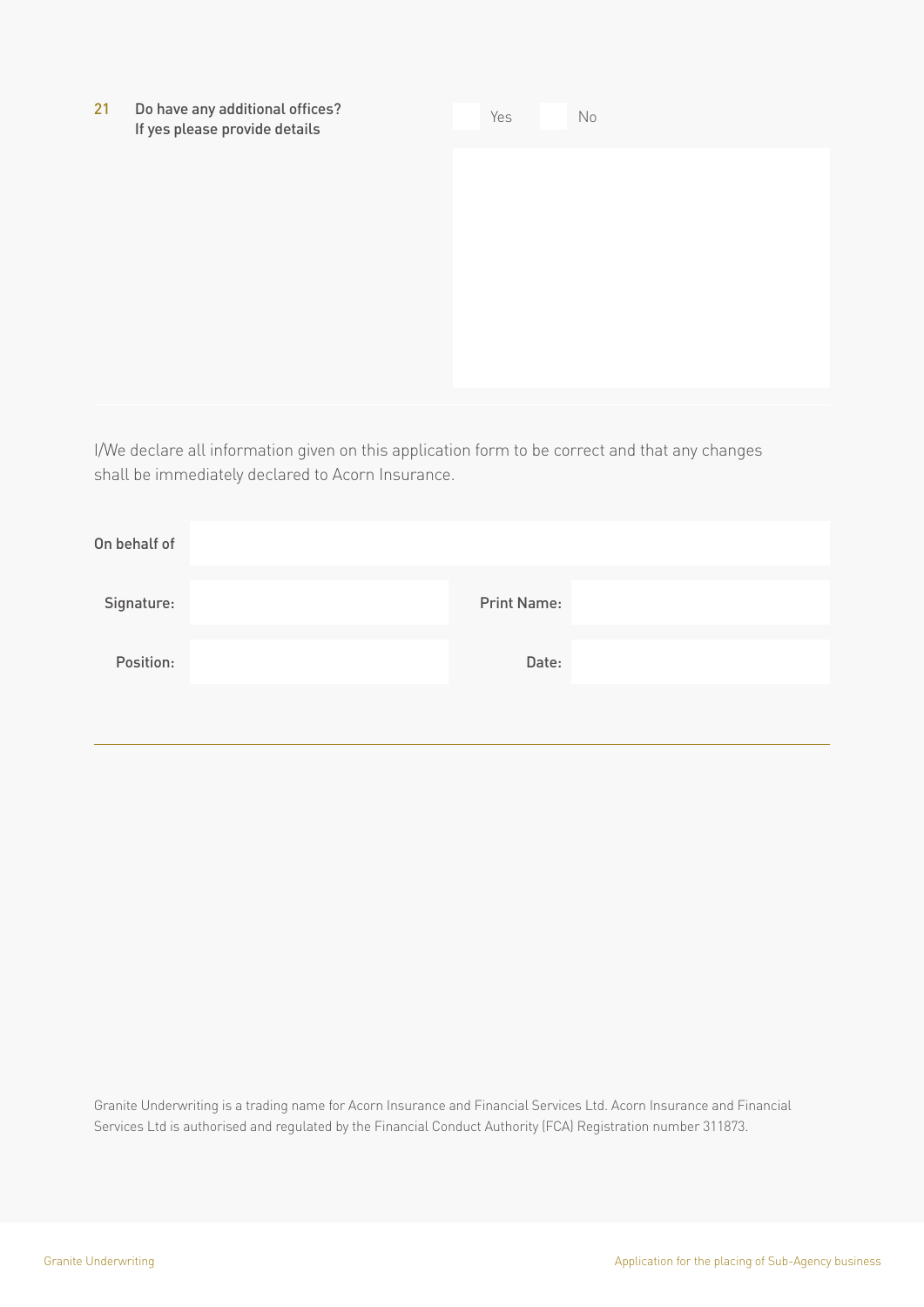21 **Do have any additional offices?**
**If yes please provide details**

☐ Yes ☐ No

I/We declare all information given on this application form to be correct and that any changes shall be immediately declared to Acorn Insurance.

| | | | |
|---|---|---|---|
| On behalf of | | | |
| Signature: | | Print Name: | |
| Position: | | Date: | |

Granite Underwriting is a trading name for Acorn Insurance and Financial Services Ltd. Acorn Insurance and Financial Services Ltd is authorised and regulated by the Financial Conduct Authority (FCA) Registration number 311873.